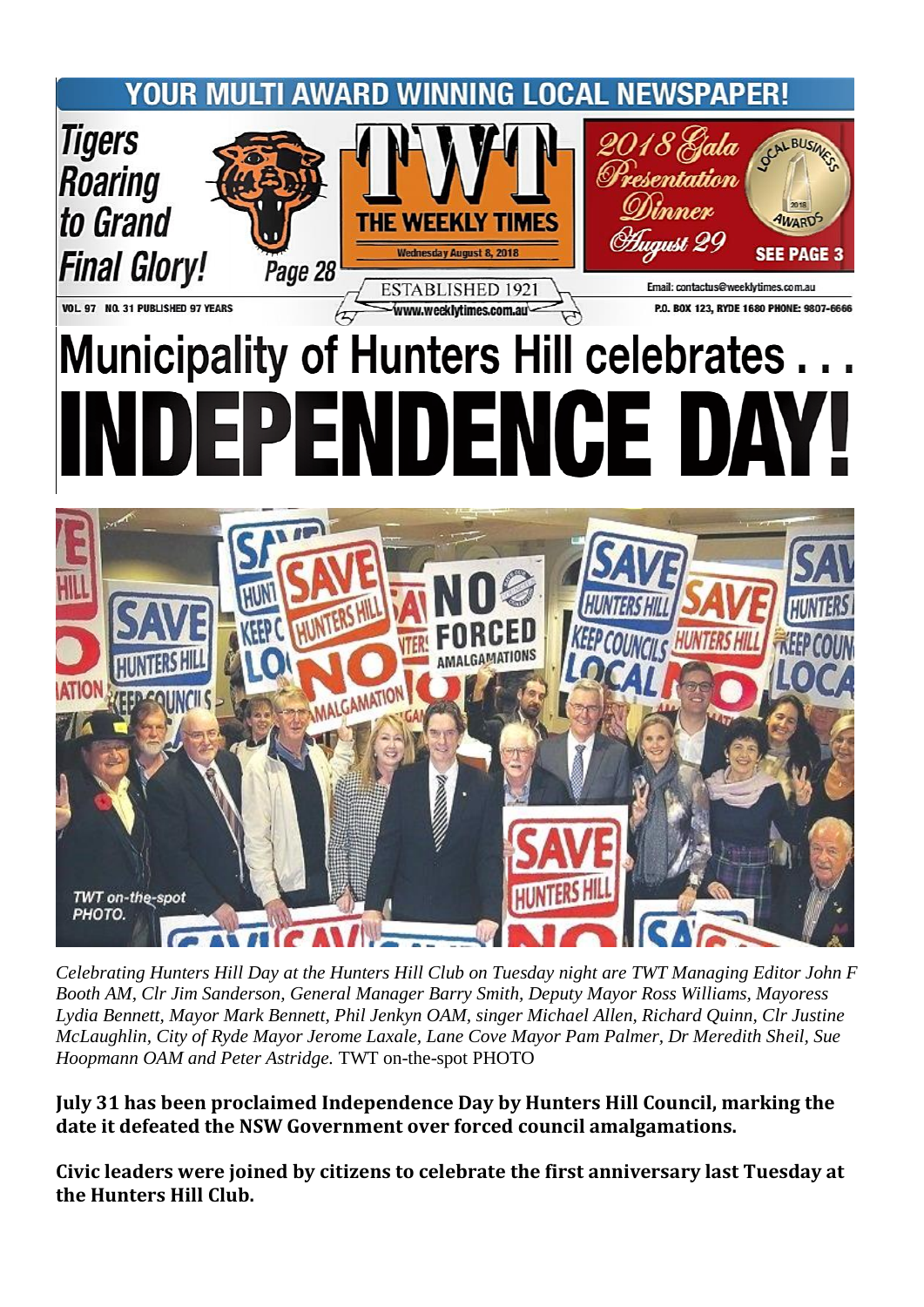YOUR MULTI AWARD WINNING LOCAL NEWSPAPER!

**Tigers Roaring to Grand Final Glory!** Page 28

# TWT THE WEEKLY TIMES

Wednesday August 8, 2018

ESTABLISHED 1921

www.weeklytimes.com.au

*2018 Gala Presentation Dinner August 29* — LOCAL BUSINESS AWARDS 2018 — SEE PAGE 3

Email: contactus@weeklytimes.com.au

P.O. BOX 123, RYDE 1680 PHONE: 9807-6666

VOL 97 NO. 31 PUBLISHED 97 YEARS

# Municipality of Hunters Hill celebrates . . . INDEPENDENCE DAY!

*Celebrating Hunters Hill Day at the Hunters Hill Club on Tuesday night are TWT Managing Editor John F Booth AM, Clr Jim Sanderson, General Manager Barry Smith, Deputy Mayor Ross Williams, Mayoress Lydia Bennett, Mayor Mark Bennett, Phil Jenkyn OAM, singer Michael Allen, Richard Quinn, Clr Justine McLaughlin, City of Ryde Mayor Jerome Laxale, Lane Cove Mayor Pam Palmer, Dr Meredith Sheil, Sue Hoopmann OAM and Peter Astridge.* TWT on-the-spot PHOTO

**July 31 has been proclaimed Independence Day by Hunters Hill Council, marking the date it defeated the NSW Government over forced council amalgamations.**

**Civic leaders were joined by citizens to celebrate the first anniversary last Tuesday at the Hunters Hill Club.**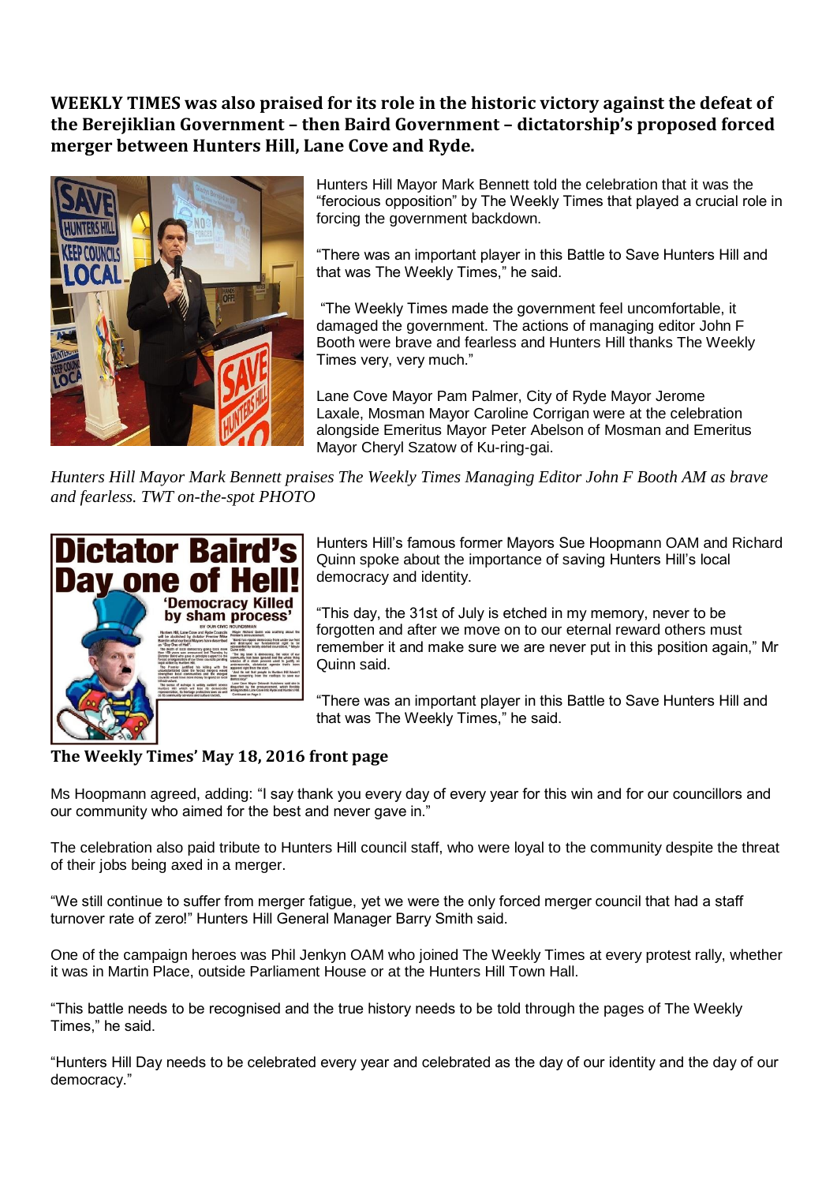**WEEKLY TIMES was also praised for its role in the historic victory against the defeat of the Berejiklian Government – then Baird Government – dictatorship's proposed forced merger between Hunters Hill, Lane Cove and Ryde.**

Hunters Hill Mayor Mark Bennett told the celebration that it was the "ferocious opposition" by The Weekly Times that played a crucial role in forcing the government backdown.

"There was an important player in this Battle to Save Hunters Hill and that was The Weekly Times," he said.

"The Weekly Times made the government feel uncomfortable, it damaged the government. The actions of managing editor John F Booth were brave and fearless and Hunters Hill thanks The Weekly Times very, very much."

Lane Cove Mayor Pam Palmer, City of Ryde Mayor Jerome Laxale, Mosman Mayor Caroline Corrigan were at the celebration alongside Emeritus Mayor Peter Abelson of Mosman and Emeritus Mayor Cheryl Szatow of Ku-ring-gai.

*Hunters Hill Mayor Mark Bennett praises The Weekly Times Managing Editor John F Booth AM as brave and fearless. TWT on-the-spot PHOTO*

Hunters Hill's famous former Mayors Sue Hoopmann OAM and Richard Quinn spoke about the importance of saving Hunters Hill's local democracy and identity.

"This day, the 31st of July is etched in my memory, never to be forgotten and after we move on to our eternal reward others must remember it and make sure we are never put in this position again," Mr Quinn said.

"There was an important player in this Battle to Save Hunters Hill and that was The Weekly Times," he said.

**The Weekly Times' May 18, 2016 front page**

Ms Hoopmann agreed, adding: "I say thank you every day of every year for this win and for our councillors and our community who aimed for the best and never gave in."

The celebration also paid tribute to Hunters Hill council staff, who were loyal to the community despite the threat of their jobs being axed in a merger.

"We still continue to suffer from merger fatigue, yet we were the only forced merger council that had a staff turnover rate of zero!" Hunters Hill General Manager Barry Smith said.

One of the campaign heroes was Phil Jenkyn OAM who joined The Weekly Times at every protest rally, whether it was in Martin Place, outside Parliament House or at the Hunters Hill Town Hall.

"This battle needs to be recognised and the true history needs to be told through the pages of The Weekly Times," he said.

"Hunters Hill Day needs to be celebrated every year and celebrated as the day of our identity and the day of our democracy."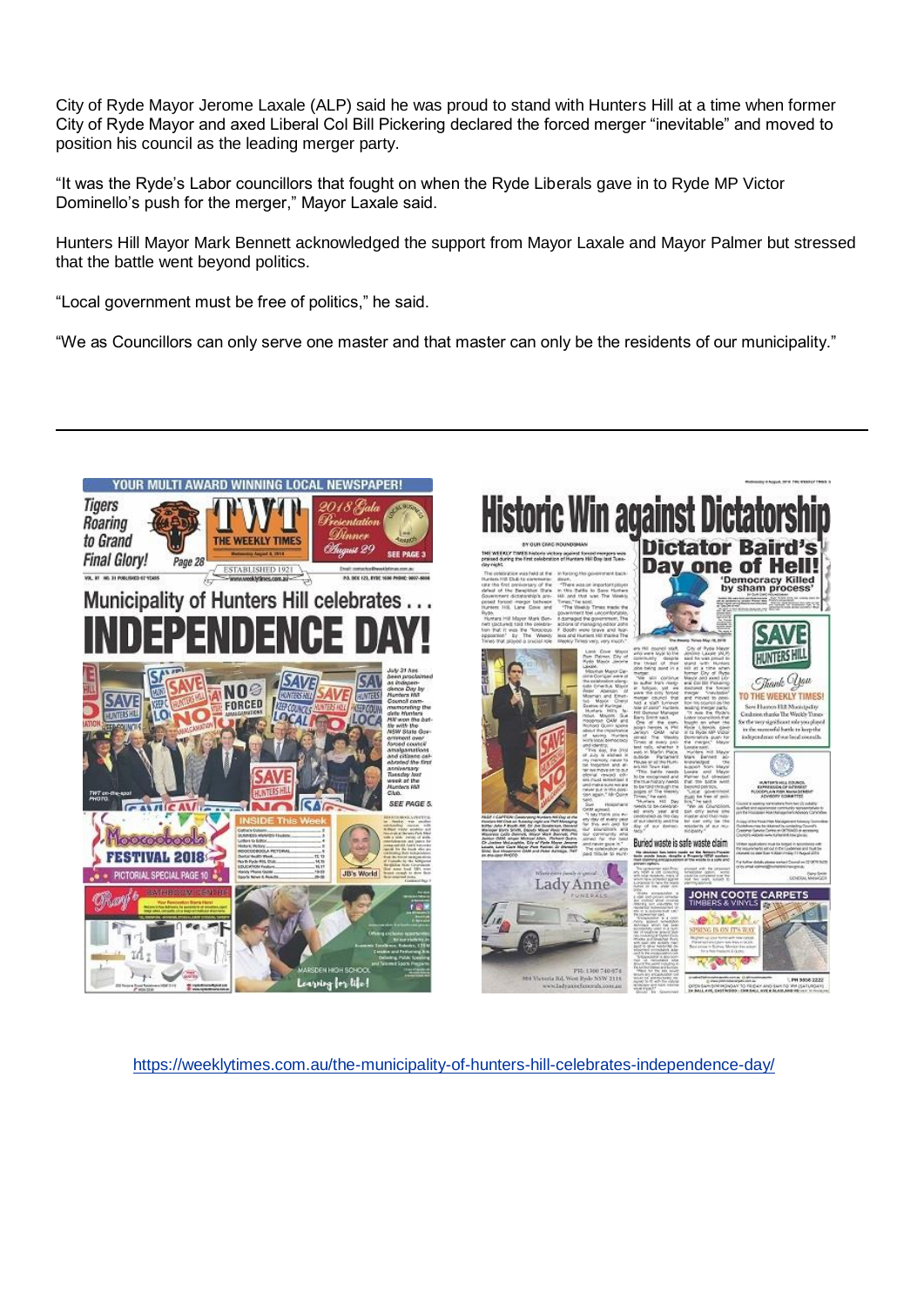City of Ryde Mayor Jerome Laxale (ALP) said he was proud to stand with Hunters Hill at a time when former City of Ryde Mayor and axed Liberal Col Bill Pickering declared the forced merger "inevitable" and moved to position his council as the leading merger party.

"It was the Ryde's Labor councillors that fought on when the Ryde Liberals gave in to Ryde MP Victor Dominello's push for the merger," Mayor Laxale said.

Hunters Hill Mayor Mark Bennett acknowledged the support from Mayor Laxale and Mayor Palmer but stressed that the battle went beyond politics.

"Local government must be free of politics," he said.

"We as Councillors can only serve one master and that master can only be the residents of our municipality."

---

https://weeklytimes.com.au/the-municipality-of-hunters-hill-celebrates-independence-day/